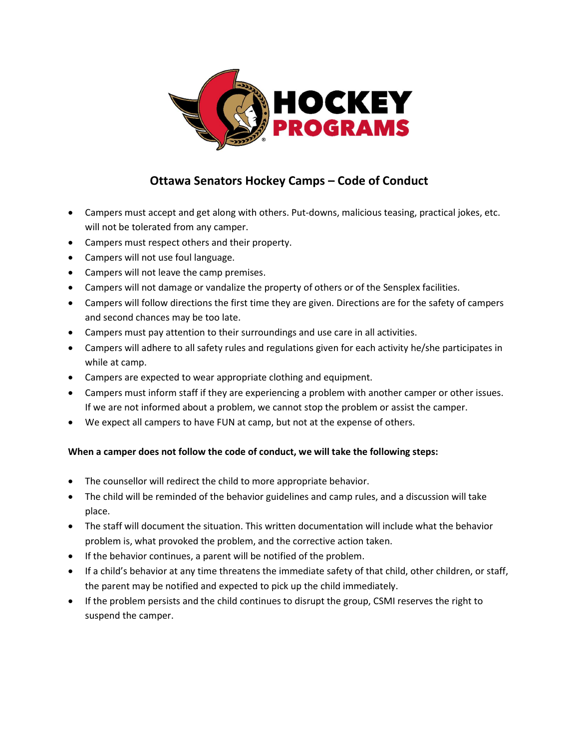HOCKEY PROGRAMS

# Ottawa Senators Hockey Camps – Code of Conduct

- Campers must accept and get along with others. Put-downs, malicious teasing, practical jokes, etc. will not be tolerated from any camper.
- Campers must respect others and their property.
- Campers will not use foul language.
- Campers will not leave the camp premises.
- Campers will not damage or vandalize the property of others or of the Sensplex facilities.
- Campers will follow directions the first time they are given. Directions are for the safety of campers and second chances may be too late.
- Campers must pay attention to their surroundings and use care in all activities.
- Campers will adhere to all safety rules and regulations given for each activity he/she participates in while at camp.
- Campers are expected to wear appropriate clothing and equipment.
- Campers must inform staff if they are experiencing a problem with another camper or other issues. If we are not informed about a problem, we cannot stop the problem or assist the camper.
- We expect all campers to have FUN at camp, but not at the expense of others.

**When a camper does not follow the code of conduct, we will take the following steps:**

- The counsellor will redirect the child to more appropriate behavior.
- The child will be reminded of the behavior guidelines and camp rules, and a discussion will take place.
- The staff will document the situation. This written documentation will include what the behavior problem is, what provoked the problem, and the corrective action taken.
- If the behavior continues, a parent will be notified of the problem.
- If a child's behavior at any time threatens the immediate safety of that child, other children, or staff, the parent may be notified and expected to pick up the child immediately.
- If the problem persists and the child continues to disrupt the group, CSMI reserves the right to suspend the camper.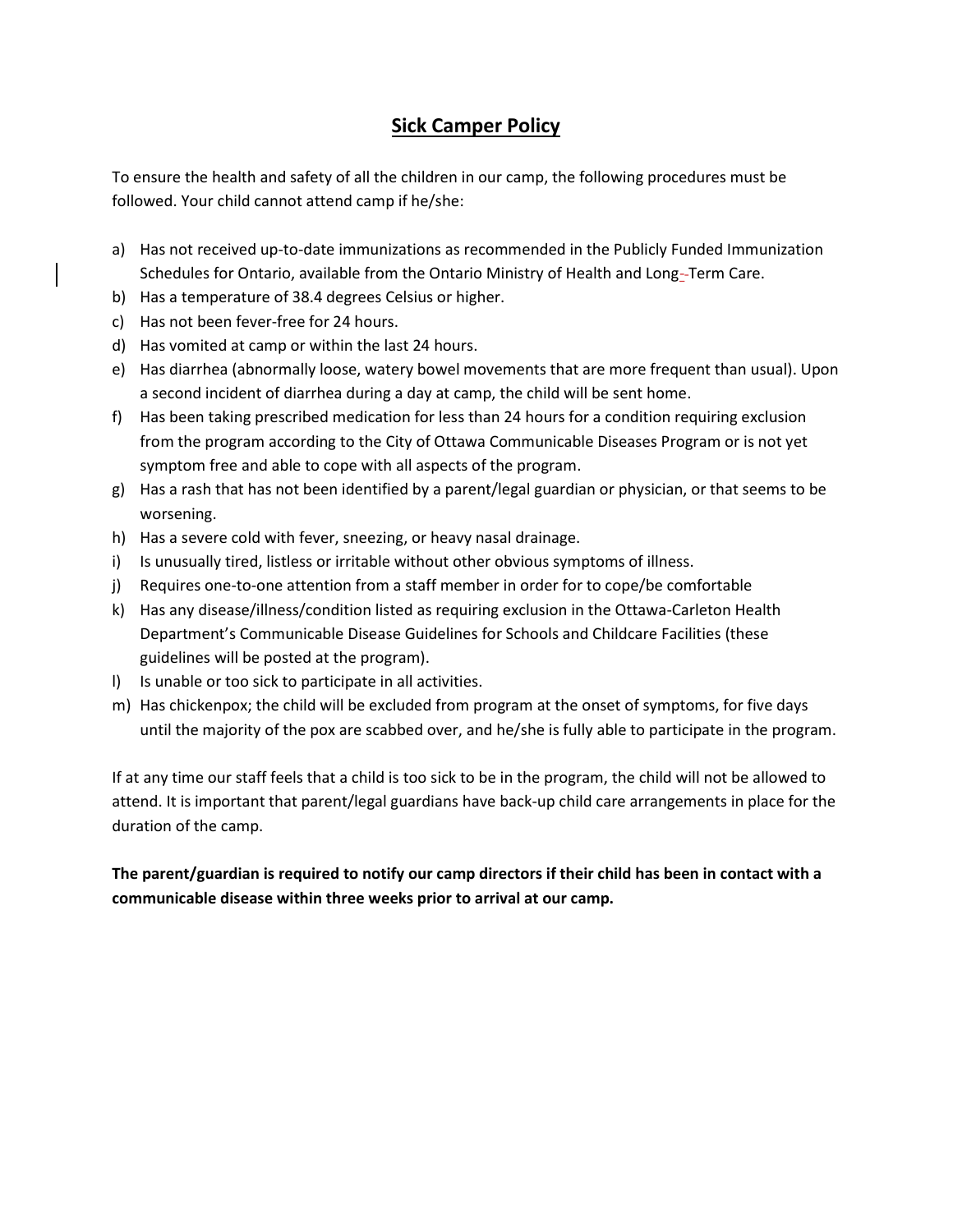## Sick Camper Policy

To ensure the health and safety of all the children in our camp, the following procedures must be followed. Your child cannot attend camp if he/she:

a) Has not received up-to-date immunizations as recommended in the Publicly Funded Immunization Schedules for Ontario, available from the Ontario Ministry of Health and Long-Term Care.
b) Has a temperature of 38.4 degrees Celsius or higher.
c) Has not been fever-free for 24 hours.
d) Has vomited at camp or within the last 24 hours.
e) Has diarrhea (abnormally loose, watery bowel movements that are more frequent than usual). Upon a second incident of diarrhea during a day at camp, the child will be sent home.
f) Has been taking prescribed medication for less than 24 hours for a condition requiring exclusion from the program according to the City of Ottawa Communicable Diseases Program or is not yet symptom free and able to cope with all aspects of the program.
g) Has a rash that has not been identified by a parent/legal guardian or physician, or that seems to be worsening.
h) Has a severe cold with fever, sneezing, or heavy nasal drainage.
i) Is unusually tired, listless or irritable without other obvious symptoms of illness.
j) Requires one-to-one attention from a staff member in order for to cope/be comfortable
k) Has any disease/illness/condition listed as requiring exclusion in the Ottawa-Carleton Health Department's Communicable Disease Guidelines for Schools and Childcare Facilities (these guidelines will be posted at the program).
l) Is unable or too sick to participate in all activities.
m) Has chickenpox; the child will be excluded from program at the onset of symptoms, for five days until the majority of the pox are scabbed over, and he/she is fully able to participate in the program.

If at any time our staff feels that a child is too sick to be in the program, the child will not be allowed to attend. It is important that parent/legal guardians have back-up child care arrangements in place for the duration of the camp.

**The parent/guardian is required to notify our camp directors if their child has been in contact with a communicable disease within three weeks prior to arrival at our camp.**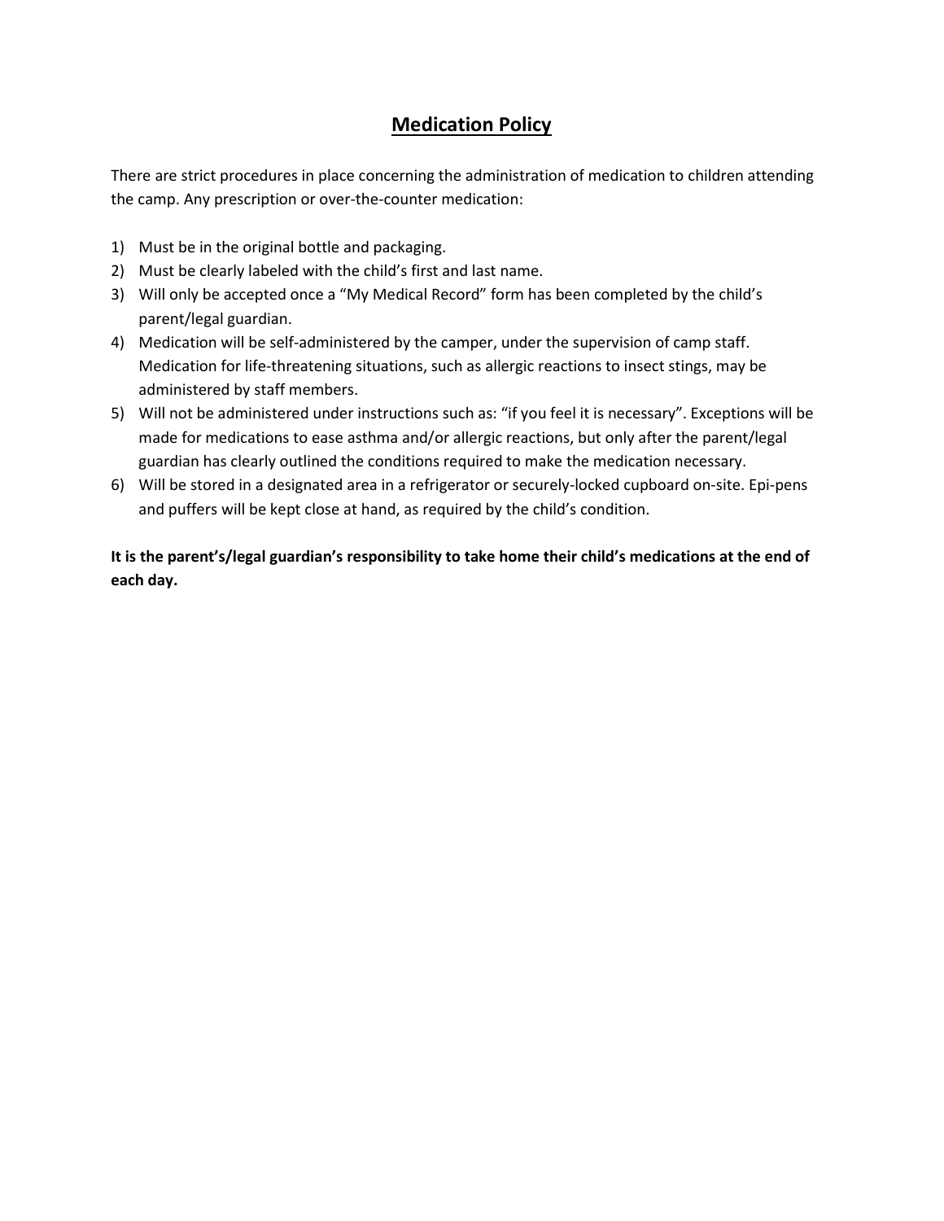# Medication Policy

There are strict procedures in place concerning the administration of medication to children attending the camp. Any prescription or over-the-counter medication:

1) Must be in the original bottle and packaging.
2) Must be clearly labeled with the child's first and last name.
3) Will only be accepted once a "My Medical Record" form has been completed by the child's parent/legal guardian.
4) Medication will be self-administered by the camper, under the supervision of camp staff. Medication for life-threatening situations, such as allergic reactions to insect stings, may be administered by staff members.
5) Will not be administered under instructions such as: "if you feel it is necessary". Exceptions will be made for medications to ease asthma and/or allergic reactions, but only after the parent/legal guardian has clearly outlined the conditions required to make the medication necessary.
6) Will be stored in a designated area in a refrigerator or securely-locked cupboard on-site. Epi-pens and puffers will be kept close at hand, as required by the child's condition.

**It is the parent's/legal guardian's responsibility to take home their child's medications at the end of each day.**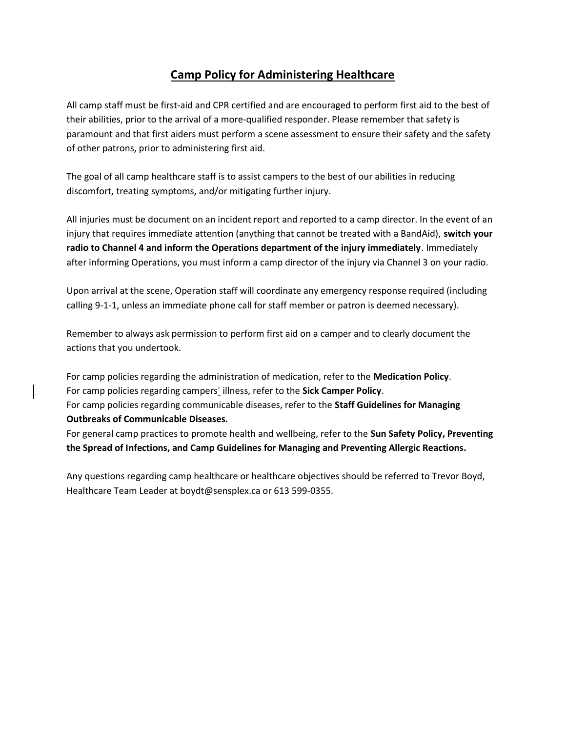# Camp Policy for Administering Healthcare

All camp staff must be first-aid and CPR certified and are encouraged to perform first aid to the best of their abilities, prior to the arrival of a more-qualified responder. Please remember that safety is paramount and that first aiders must perform a scene assessment to ensure their safety and the safety of other patrons, prior to administering first aid.

The goal of all camp healthcare staff is to assist campers to the best of our abilities in reducing discomfort, treating symptoms, and/or mitigating further injury.

All injuries must be document on an incident report and reported to a camp director. In the event of an injury that requires immediate attention (anything that cannot be treated with a BandAid), **switch your radio to Channel 4 and inform the Operations department of the injury immediately**. Immediately after informing Operations, you must inform a camp director of the injury via Channel 3 on your radio.

Upon arrival at the scene, Operation staff will coordinate any emergency response required (including calling 9-1-1, unless an immediate phone call for staff member or patron is deemed necessary).

Remember to always ask permission to perform first aid on a camper and to clearly document the actions that you undertook.

For camp policies regarding the administration of medication, refer to the **Medication Policy**.
For camp policies regarding campers' illness, refer to the **Sick Camper Policy**.
For camp policies regarding communicable diseases, refer to the **Staff Guidelines for Managing Outbreaks of Communicable Diseases.**
For general camp practices to promote health and wellbeing, refer to the **Sun Safety Policy, Preventing the Spread of Infections, and Camp Guidelines for Managing and Preventing Allergic Reactions.**

Any questions regarding camp healthcare or healthcare objectives should be referred to Trevor Boyd, Healthcare Team Leader at boydt@sensplex.ca or 613 599-0355.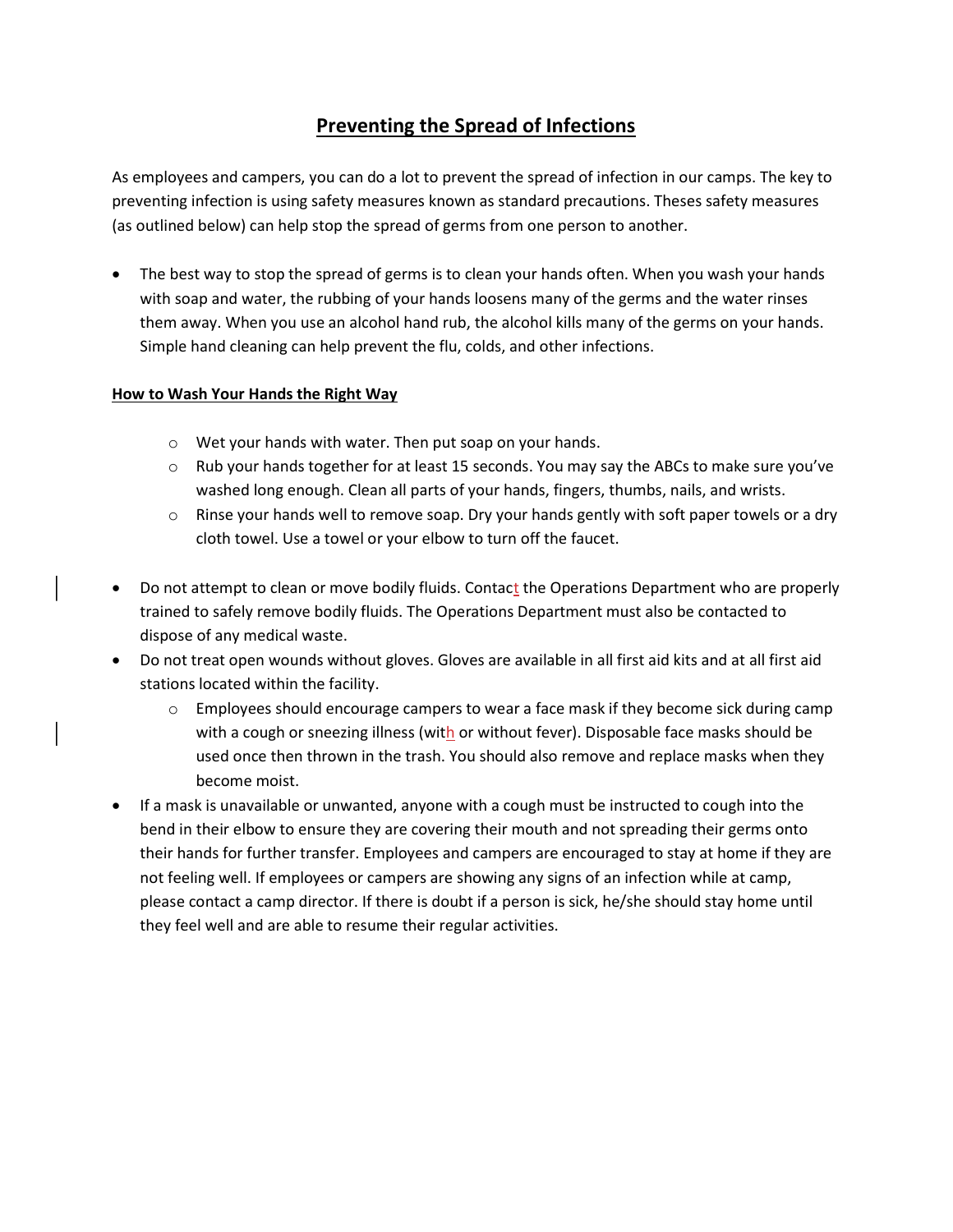# Preventing the Spread of Infections

As employees and campers, you can do a lot to prevent the spread of infection in our camps. The key to preventing infection is using safety measures known as standard precautions. Theses safety measures (as outlined below) can help stop the spread of germs from one person to another.

- The best way to stop the spread of germs is to clean your hands often. When you wash your hands with soap and water, the rubbing of your hands loosens many of the germs and the water rinses them away. When you use an alcohol hand rub, the alcohol kills many of the germs on your hands. Simple hand cleaning can help prevent the flu, colds, and other infections.

**How to Wash Your Hands the Right Way**

- Wet your hands with water. Then put soap on your hands.
- Rub your hands together for at least 15 seconds. You may say the ABCs to make sure you've washed long enough. Clean all parts of your hands, fingers, thumbs, nails, and wrists.
- Rinse your hands well to remove soap. Dry your hands gently with soft paper towels or a dry cloth towel. Use a towel or your elbow to turn off the faucet.

- Do not attempt to clean or move bodily fluids. Contact the Operations Department who are properly trained to safely remove bodily fluids. The Operations Department must also be contacted to dispose of any medical waste.
- Do not treat open wounds without gloves. Gloves are available in all first aid kits and at all first aid stations located within the facility.
  - Employees should encourage campers to wear a face mask if they become sick during camp with a cough or sneezing illness (with or without fever). Disposable face masks should be used once then thrown in the trash. You should also remove and replace masks when they become moist.
- If a mask is unavailable or unwanted, anyone with a cough must be instructed to cough into the bend in their elbow to ensure they are covering their mouth and not spreading their germs onto their hands for further transfer. Employees and campers are encouraged to stay at home if they are not feeling well. If employees or campers are showing any signs of an infection while at camp, please contact a camp director. If there is doubt if a person is sick, he/she should stay home until they feel well and are able to resume their regular activities.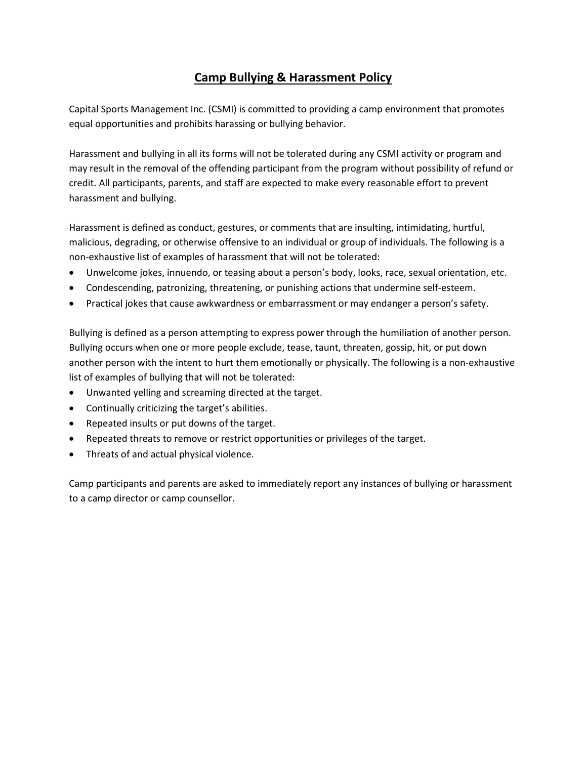# Camp Bullying & Harassment Policy

Capital Sports Management Inc. (CSMI) is committed to providing a camp environment that promotes equal opportunities and prohibits harassing or bullying behavior.

Harassment and bullying in all its forms will not be tolerated during any CSMI activity or program and may result in the removal of the offending participant from the program without possibility of refund or credit. All participants, parents, and staff are expected to make every reasonable effort to prevent harassment and bullying.

Harassment is defined as conduct, gestures, or comments that are insulting, intimidating, hurtful, malicious, degrading, or otherwise offensive to an individual or group of individuals. The following is a non-exhaustive list of examples of harassment that will not be tolerated:

- Unwelcome jokes, innuendo, or teasing about a person's body, looks, race, sexual orientation, etc.
- Condescending, patronizing, threatening, or punishing actions that undermine self-esteem.
- Practical jokes that cause awkwardness or embarrassment or may endanger a person's safety.

Bullying is defined as a person attempting to express power through the humiliation of another person. Bullying occurs when one or more people exclude, tease, taunt, threaten, gossip, hit, or put down another person with the intent to hurt them emotionally or physically. The following is a non-exhaustive list of examples of bullying that will not be tolerated:

- Unwanted yelling and screaming directed at the target.
- Continually criticizing the target's abilities.
- Repeated insults or put downs of the target.
- Repeated threats to remove or restrict opportunities or privileges of the target.
- Threats of and actual physical violence.

Camp participants and parents are asked to immediately report any instances of bullying or harassment to a camp director or camp counsellor.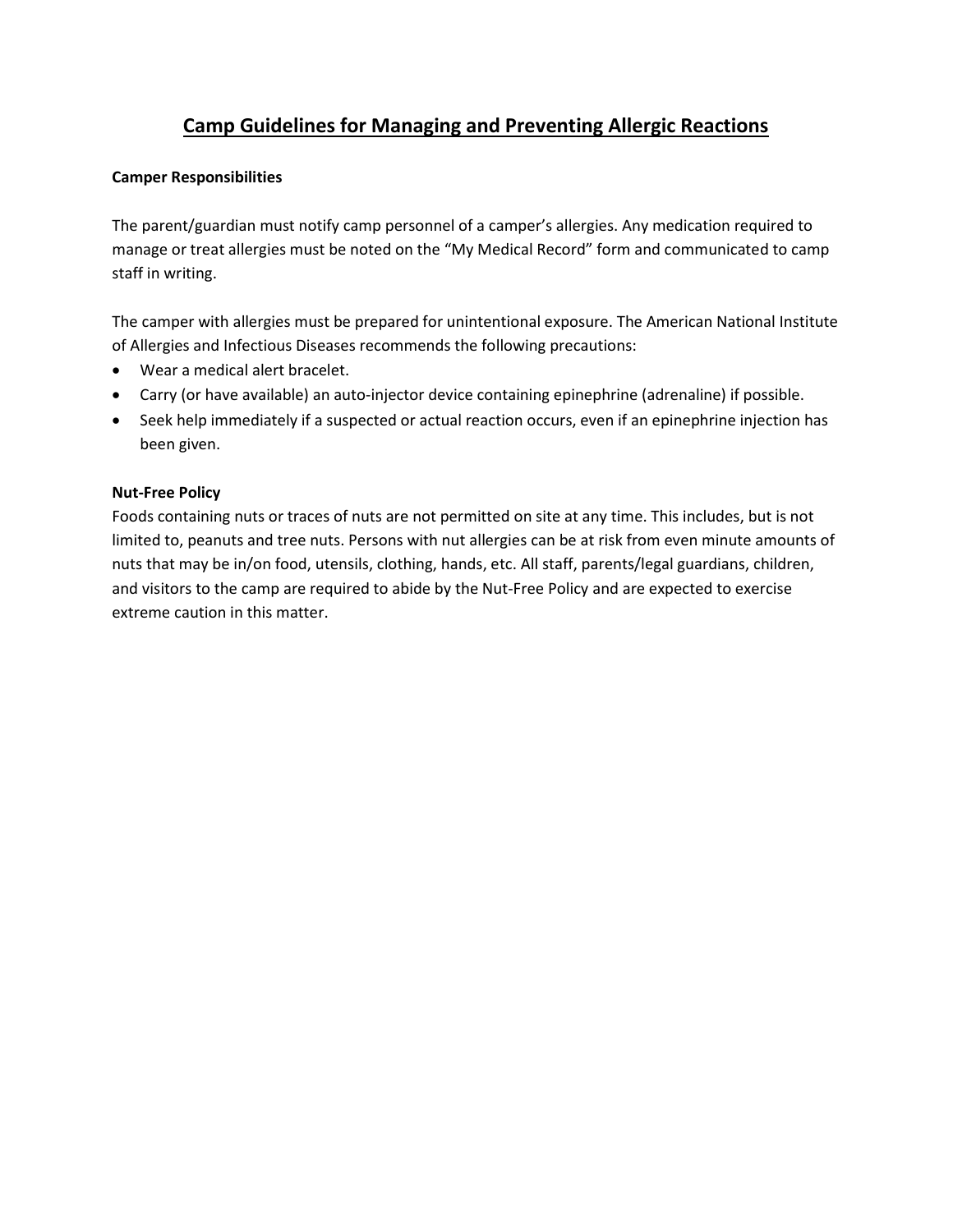# Camp Guidelines for Managing and Preventing Allergic Reactions

**Camper Responsibilities**

The parent/guardian must notify camp personnel of a camper's allergies. Any medication required to manage or treat allergies must be noted on the "My Medical Record" form and communicated to camp staff in writing.

The camper with allergies must be prepared for unintentional exposure. The American National Institute of Allergies and Infectious Diseases recommends the following precautions:

- Wear a medical alert bracelet.
- Carry (or have available) an auto-injector device containing epinephrine (adrenaline) if possible.
- Seek help immediately if a suspected or actual reaction occurs, even if an epinephrine injection has been given.

**Nut-Free Policy**

Foods containing nuts or traces of nuts are not permitted on site at any time. This includes, but is not limited to, peanuts and tree nuts. Persons with nut allergies can be at risk from even minute amounts of nuts that may be in/on food, utensils, clothing, hands, etc. All staff, parents/legal guardians, children, and visitors to the camp are required to abide by the Nut-Free Policy and are expected to exercise extreme caution in this matter.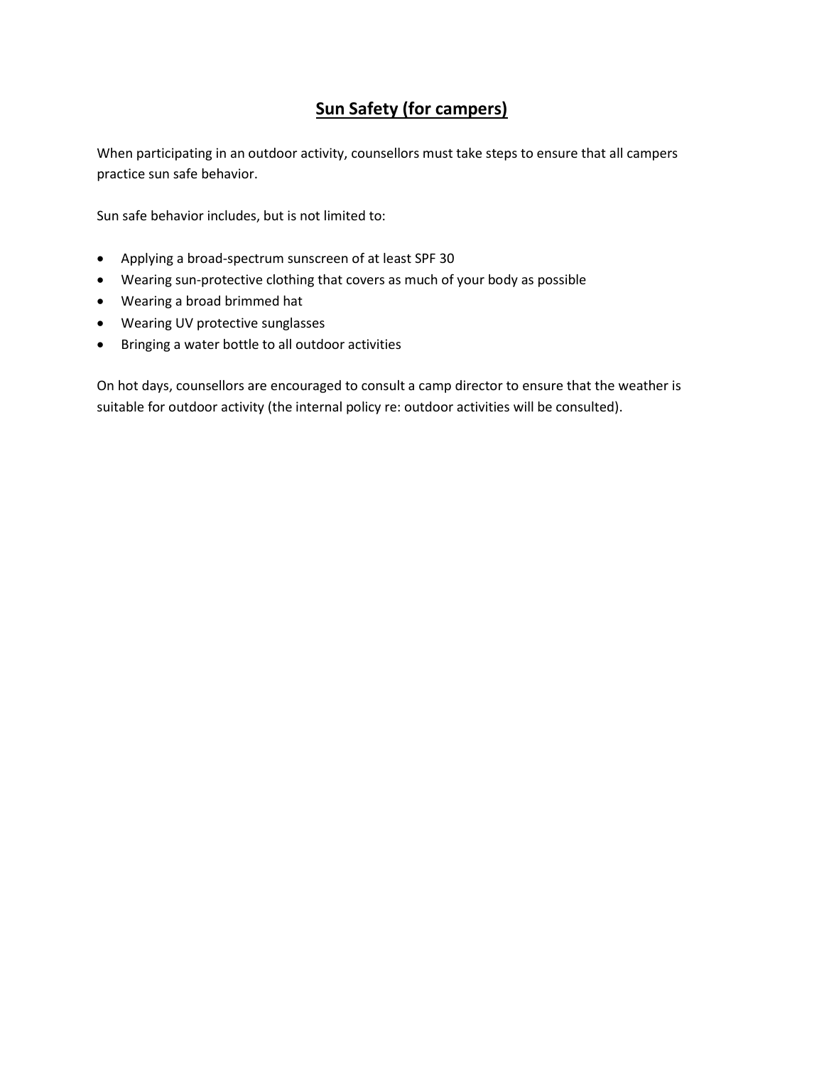## Sun Safety (for campers)

When participating in an outdoor activity, counsellors must take steps to ensure that all campers practice sun safe behavior.

Sun safe behavior includes, but is not limited to:

- Applying a broad-spectrum sunscreen of at least SPF 30
- Wearing sun-protective clothing that covers as much of your body as possible
- Wearing a broad brimmed hat
- Wearing UV protective sunglasses
- Bringing a water bottle to all outdoor activities

On hot days, counsellors are encouraged to consult a camp director to ensure that the weather is suitable for outdoor activity (the internal policy re: outdoor activities will be consulted).